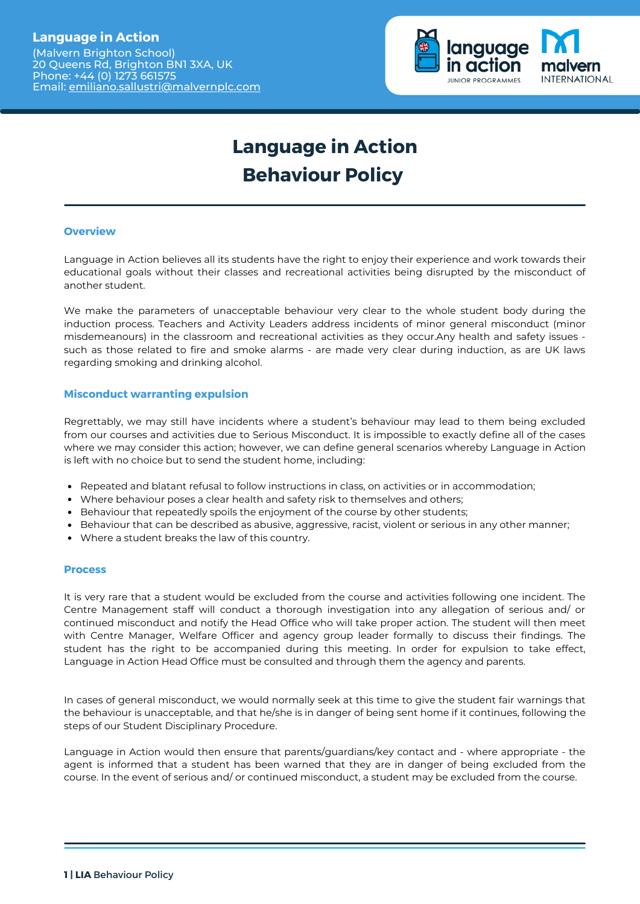**Language in Action**
(Malvern Brighton School)
20 Queens Rd, Brighton BN1 3XA, UK
Phone: +44 (0) 1273 661575
Email: emiliano.sallustri@malvernplc.com

# Language in Action Behaviour Policy

## Overview

Language in Action believes all its students have the right to enjoy their experience and work towards their educational goals without their classes and recreational activities being disrupted by the misconduct of another student.

We make the parameters of unacceptable behaviour very clear to the whole student body during the induction process. Teachers and Activity Leaders address incidents of minor general misconduct (minor misdemeanours) in the classroom and recreational activities as they occur.Any health and safety issues - such as those related to fire and smoke alarms - are made very clear during induction, as are UK laws regarding smoking and drinking alcohol.

## Misconduct warranting expulsion

Regrettably, we may still have incidents where a student's behaviour may lead to them being excluded from our courses and activities due to Serious Misconduct. It is impossible to exactly define all of the cases where we may consider this action; however, we can define general scenarios whereby Language in Action is left with no choice but to send the student home, including:

- Repeated and blatant refusal to follow instructions in class, on activities or in accommodation;
- Where behaviour poses a clear health and safety risk to themselves and others;
- Behaviour that repeatedly spoils the enjoyment of the course by other students;
- Behaviour that can be described as abusive, aggressive, racist, violent or serious in any other manner;
- Where a student breaks the law of this country.

## Process

It is very rare that a student would be excluded from the course and activities following one incident. The Centre Management staff will conduct a thorough investigation into any allegation of serious and/ or continued misconduct and notify the Head Office who will take proper action. The student will then meet with Centre Manager, Welfare Officer and agency group leader formally to discuss their findings. The student has the right to be accompanied during this meeting. In order for expulsion to take effect, Language in Action Head Office must be consulted and through them the agency and parents.

In cases of general misconduct, we would normally seek at this time to give the student fair warnings that the behaviour is unacceptable, and that he/she is in danger of being sent home if it continues, following the steps of our Student Disciplinary Procedure.

Language in Action would then ensure that parents/guardians/key contact and - where appropriate - the agent is informed that a student has been warned that they are in danger of being excluded from the course. In the event of serious and/ or continued misconduct, a student may be excluded from the course.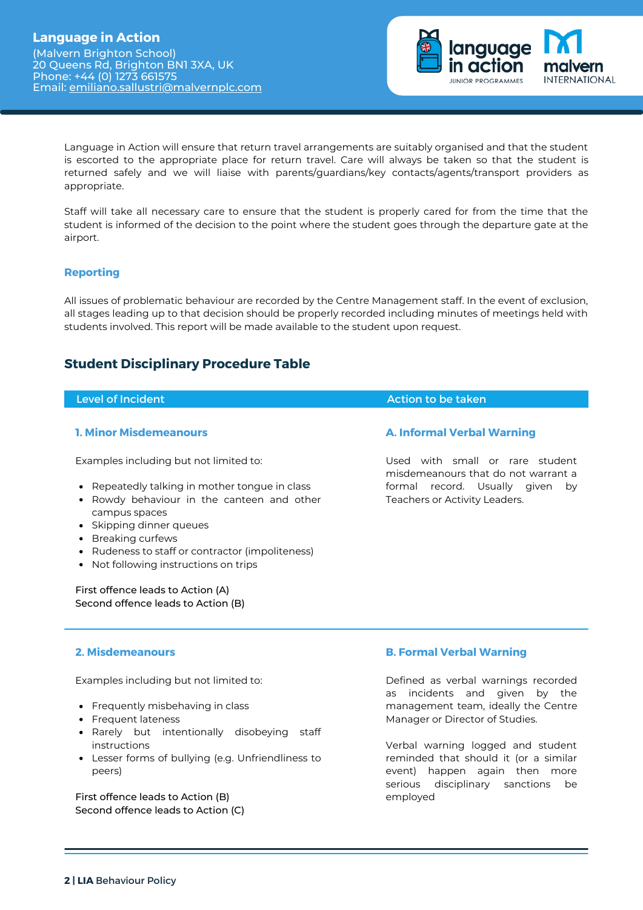Language in Action will ensure that return travel arrangements are suitably organised and that the student is escorted to the appropriate place for return travel. Care will always be taken so that the student is returned safely and we will liaise with parents/guardians/key contacts/agents/transport providers as appropriate.

Staff will take all necessary care to ensure that the student is properly cared for from the time that the student is informed of the decision to the point where the student goes through the departure gate at the airport.

### Reporting

All issues of problematic behaviour are recorded by the Centre Management staff. In the event of exclusion, all stages leading up to that decision should be properly recorded including minutes of meetings held with students involved. This report will be made available to the student upon request.

## Student Disciplinary Procedure Table

| Level of Incident | Action to be taken |
| --- | --- |
| **1. Minor Misdemeanours**<br><br>Examples including but not limited to:<br><br>• Repeatedly talking in mother tongue in class<br>• Rowdy behaviour in the canteen and other campus spaces<br>• Skipping dinner queues<br>• Breaking curfews<br>• Rudeness to staff or contractor (impoliteness)<br>• Not following instructions on trips<br><br>First offence leads to Action (A)<br>Second offence leads to Action (B) | **A. Informal Verbal Warning**<br><br>Used with small or rare student misdemeanours that do not warrant a formal record. Usually given by Teachers or Activity Leaders. |
| **2. Misdemeanours**<br><br>Examples including but not limited to:<br><br>• Frequently misbehaving in class<br>• Frequent lateness<br>• Rarely but intentionally disobeying staff instructions<br>• Lesser forms of bullying (e.g. Unfriendliness to peers)<br><br>First offence leads to Action (B)<br>Second offence leads to Action (C) | **B. Formal Verbal Warning**<br><br>Defined as verbal warnings recorded as incidents and given by the management team, ideally the Centre Manager or Director of Studies.<br><br>Verbal warning logged and student reminded that should it (or a similar event) happen again then more serious disciplinary sanctions be employed |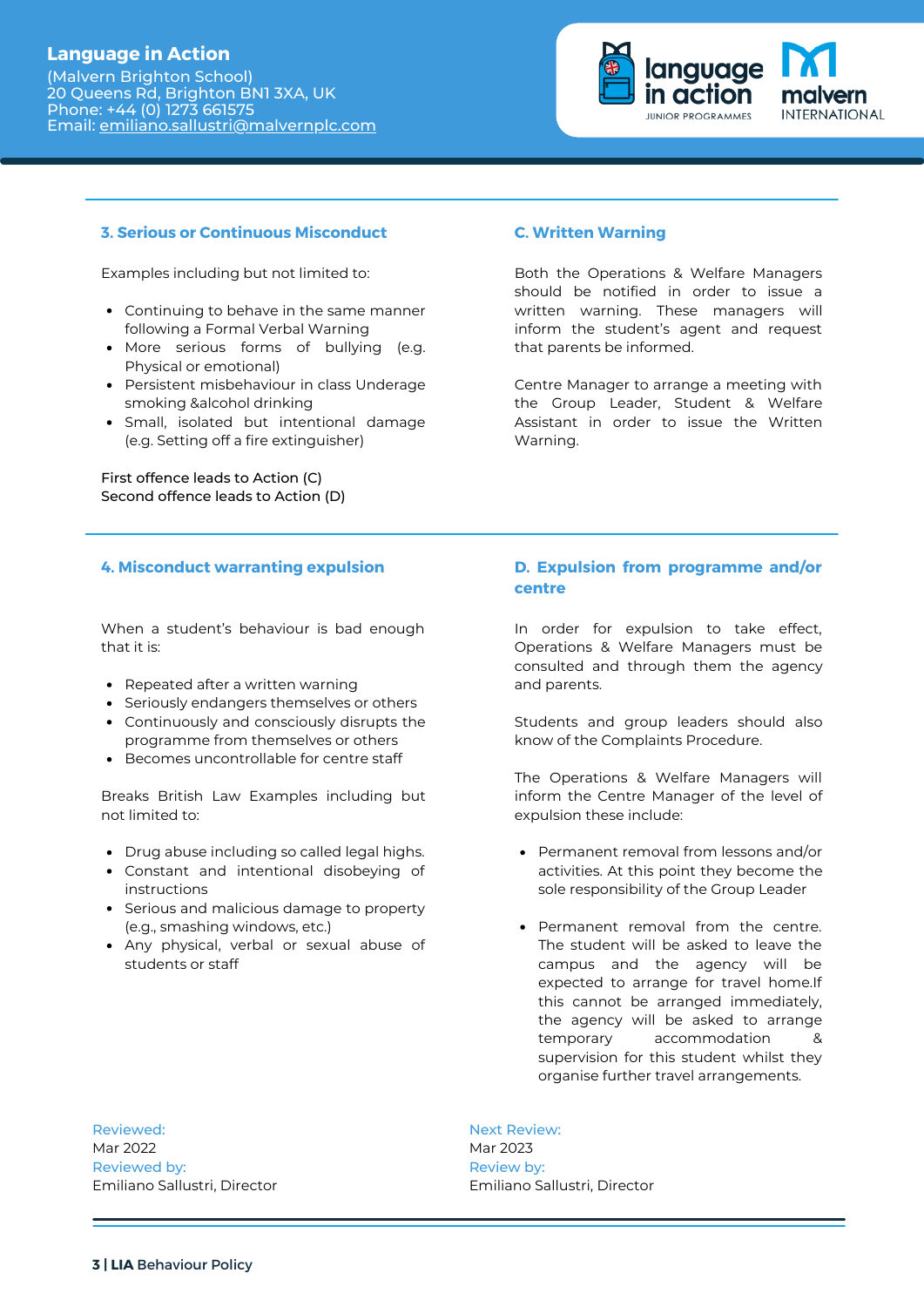## 3. Serious or Continuous Misconduct

Examples including but not limited to:

- Continuing to behave in the same manner following a Formal Verbal Warning
- More serious forms of bullying (e.g. Physical or emotional)
- Persistent misbehaviour in class Underage smoking &alcohol drinking
- Small, isolated but intentional damage (e.g. Setting off a fire extinguisher)

First offence leads to Action (C)
Second offence leads to Action (D)

## C. Written Warning

Both the Operations & Welfare Managers should be notified in order to issue a written warning. These managers will inform the student's agent and request that parents be informed.

Centre Manager to arrange a meeting with the Group Leader, Student & Welfare Assistant in order to issue the Written Warning.

## 4. Misconduct warranting expulsion

When a student's behaviour is bad enough that it is:

- Repeated after a written warning
- Seriously endangers themselves or others
- Continuously and consciously disrupts the programme from themselves or others
- Becomes uncontrollable for centre staff

Breaks British Law Examples including but not limited to:

- Drug abuse including so called legal highs.
- Constant and intentional disobeying of instructions
- Serious and malicious damage to property (e.g., smashing windows, etc.)
- Any physical, verbal or sexual abuse of students or staff

## D. Expulsion from programme and/or centre

In order for expulsion to take effect, Operations & Welfare Managers must be consulted and through them the agency and parents.

Students and group leaders should also know of the Complaints Procedure.

The Operations & Welfare Managers will inform the Centre Manager of the level of expulsion these include:

- Permanent removal from lessons and/or activities. At this point they become the sole responsibility of the Group Leader
- Permanent removal from the centre. The student will be asked to leave the campus and the agency will be expected to arrange for travel home.If this cannot be arranged immediately, the agency will be asked to arrange temporary accommodation & supervision for this student whilst they organise further travel arrangements.

Reviewed:
Mar 2022
Reviewed by:
Emiliano Sallustri, Director

Next Review:
Mar 2023
Review by:
Emiliano Sallustri, Director